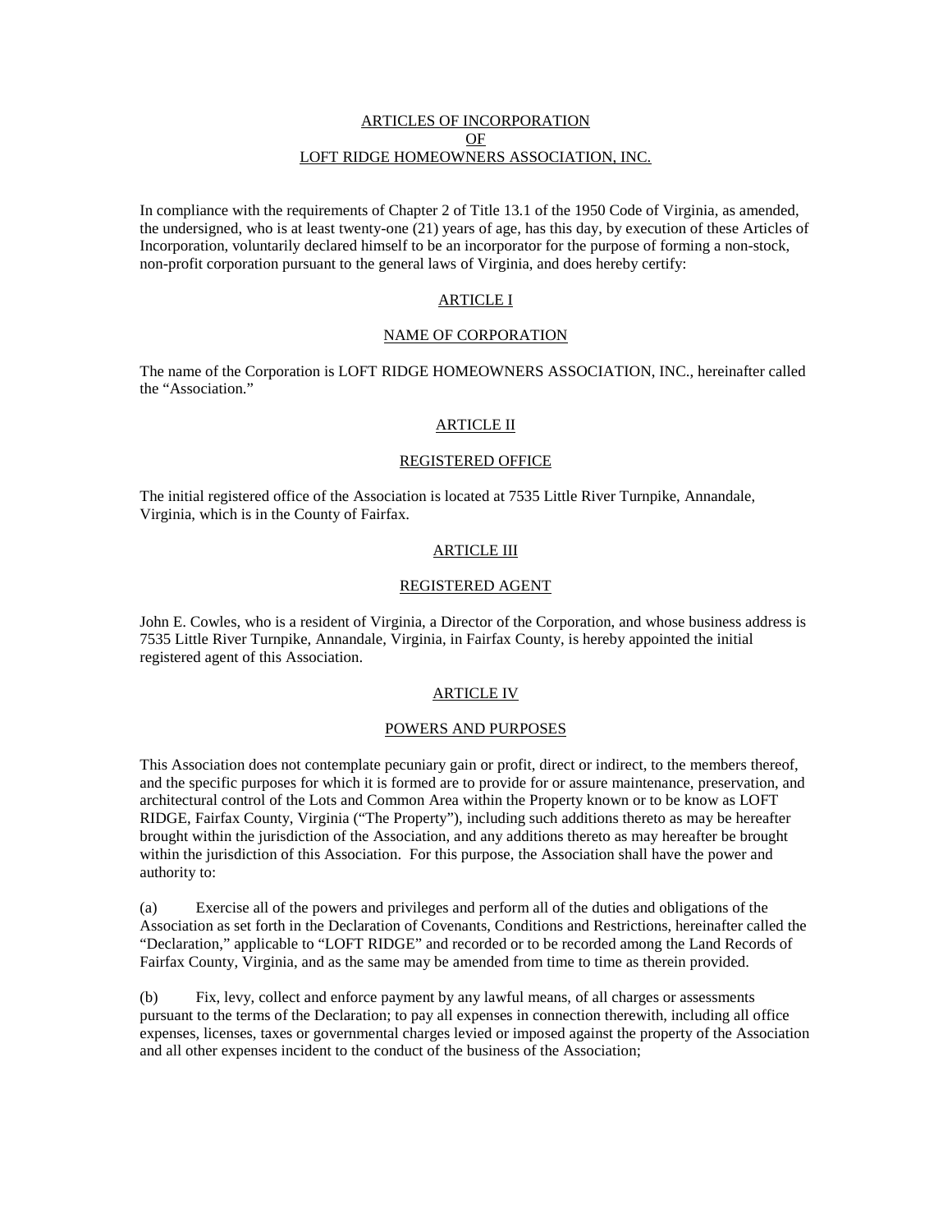# ARTICLES OF INCORPORATION
# OF
# LOFT RIDGE HOMEOWNERS ASSOCIATION, INC.

In compliance with the requirements of Chapter 2 of Title 13.1 of the 1950 Code of Virginia, as amended, the undersigned, who is at least twenty-one (21) years of age, has this day, by execution of these Articles of Incorporation, voluntarily declared himself to be an incorporator for the purpose of forming a non-stock, non-profit corporation pursuant to the general laws of Virginia, and does hereby certify:

## ARTICLE I

## NAME OF CORPORATION

The name of the Corporation is LOFT RIDGE HOMEOWNERS ASSOCIATION, INC., hereinafter called the "Association."

## ARTICLE II

## REGISTERED OFFICE

The initial registered office of the Association is located at 7535 Little River Turnpike, Annandale, Virginia, which is in the County of Fairfax.

## ARTICLE III

## REGISTERED AGENT

John E. Cowles, who is a resident of Virginia, a Director of the Corporation, and whose business address is 7535 Little River Turnpike, Annandale, Virginia, in Fairfax County, is hereby appointed the initial registered agent of this Association.

## ARTICLE IV

## POWERS AND PURPOSES

This Association does not contemplate pecuniary gain or profit, direct or indirect, to the members thereof, and the specific purposes for which it is formed are to provide for or assure maintenance, preservation, and architectural control of the Lots and Common Area within the Property known or to be know as LOFT RIDGE, Fairfax County, Virginia ("The Property"), including such additions thereto as may be hereafter brought within the jurisdiction of the Association, and any additions thereto as may hereafter be brought within the jurisdiction of this Association. For this purpose, the Association shall have the power and authority to:

(a) Exercise all of the powers and privileges and perform all of the duties and obligations of the Association as set forth in the Declaration of Covenants, Conditions and Restrictions, hereinafter called the "Declaration," applicable to "LOFT RIDGE" and recorded or to be recorded among the Land Records of Fairfax County, Virginia, and as the same may be amended from time to time as therein provided.

(b) Fix, levy, collect and enforce payment by any lawful means, of all charges or assessments pursuant to the terms of the Declaration; to pay all expenses in connection therewith, including all office expenses, licenses, taxes or governmental charges levied or imposed against the property of the Association and all other expenses incident to the conduct of the business of the Association;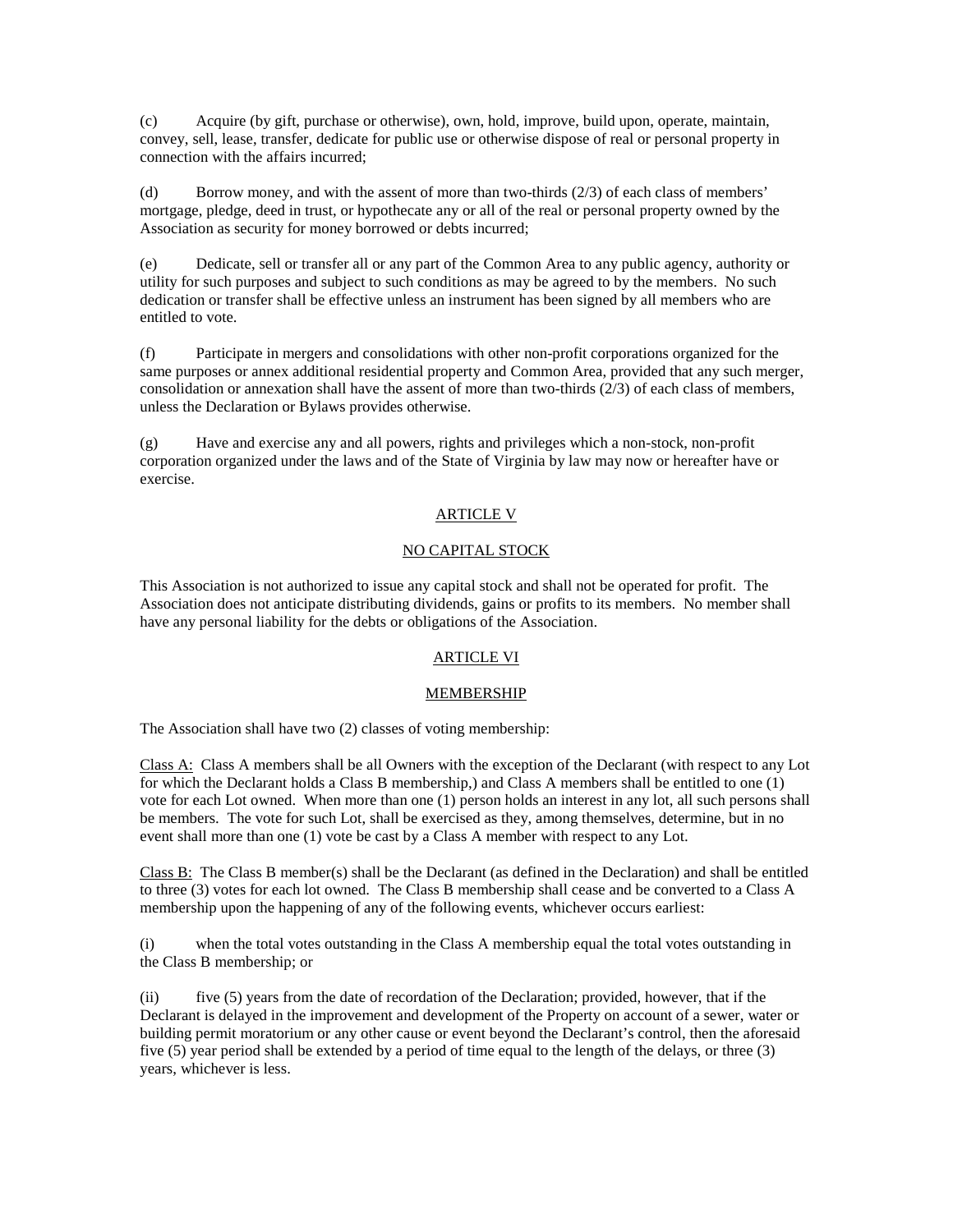(c) Acquire (by gift, purchase or otherwise), own, hold, improve, build upon, operate, maintain, convey, sell, lease, transfer, dedicate for public use or otherwise dispose of real or personal property in connection with the affairs incurred;

(d) Borrow money, and with the assent of more than two-thirds (2/3) of each class of members' mortgage, pledge, deed in trust, or hypothecate any or all of the real or personal property owned by the Association as security for money borrowed or debts incurred;

(e) Dedicate, sell or transfer all or any part of the Common Area to any public agency, authority or utility for such purposes and subject to such conditions as may be agreed to by the members. No such dedication or transfer shall be effective unless an instrument has been signed by all members who are entitled to vote.

(f) Participate in mergers and consolidations with other non-profit corporations organized for the same purposes or annex additional residential property and Common Area, provided that any such merger, consolidation or annexation shall have the assent of more than two-thirds (2/3) of each class of members, unless the Declaration or Bylaws provides otherwise.

(g) Have and exercise any and all powers, rights and privileges which a non-stock, non-profit corporation organized under the laws and of the State of Virginia by law may now or hereafter have or exercise.

## ARTICLE V

## NO CAPITAL STOCK

This Association is not authorized to issue any capital stock and shall not be operated for profit. The Association does not anticipate distributing dividends, gains or profits to its members. No member shall have any personal liability for the debts or obligations of the Association.

## ARTICLE VI

## MEMBERSHIP

The Association shall have two (2) classes of voting membership:

Class A: Class A members shall be all Owners with the exception of the Declarant (with respect to any Lot for which the Declarant holds a Class B membership,) and Class A members shall be entitled to one (1) vote for each Lot owned. When more than one (1) person holds an interest in any lot, all such persons shall be members. The vote for such Lot, shall be exercised as they, among themselves, determine, but in no event shall more than one (1) vote be cast by a Class A member with respect to any Lot.

Class B: The Class B member(s) shall be the Declarant (as defined in the Declaration) and shall be entitled to three (3) votes for each lot owned. The Class B membership shall cease and be converted to a Class A membership upon the happening of any of the following events, whichever occurs earliest:

(i) when the total votes outstanding in the Class A membership equal the total votes outstanding in the Class B membership; or

(ii) five (5) years from the date of recordation of the Declaration; provided, however, that if the Declarant is delayed in the improvement and development of the Property on account of a sewer, water or building permit moratorium or any other cause or event beyond the Declarant's control, then the aforesaid five (5) year period shall be extended by a period of time equal to the length of the delays, or three (3) years, whichever is less.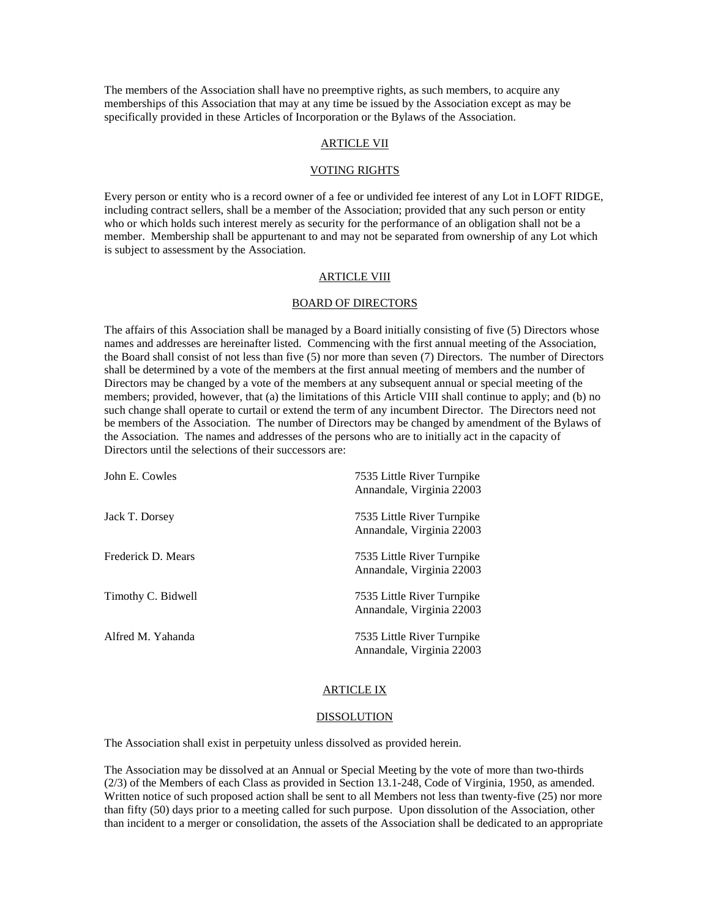The members of the Association shall have no preemptive rights, as such members, to acquire any memberships of this Association that may at any time be issued by the Association except as may be specifically provided in these Articles of Incorporation or the Bylaws of the Association.

## ARTICLE VII

## VOTING RIGHTS

Every person or entity who is a record owner of a fee or undivided fee interest of any Lot in LOFT RIDGE, including contract sellers, shall be a member of the Association; provided that any such person or entity who or which holds such interest merely as security for the performance of an obligation shall not be a member. Membership shall be appurtenant to and may not be separated from ownership of any Lot which is subject to assessment by the Association.

## ARTICLE VIII

## BOARD OF DIRECTORS

The affairs of this Association shall be managed by a Board initially consisting of five (5) Directors whose names and addresses are hereinafter listed. Commencing with the first annual meeting of the Association, the Board shall consist of not less than five (5) nor more than seven (7) Directors. The number of Directors shall be determined by a vote of the members at the first annual meeting of members and the number of Directors may be changed by a vote of the members at any subsequent annual or special meeting of the members; provided, however, that (a) the limitations of this Article VIII shall continue to apply; and (b) no such change shall operate to curtail or extend the term of any incumbent Director. The Directors need not be members of the Association. The number of Directors may be changed by amendment of the Bylaws of the Association. The names and addresses of the persons who are to initially act in the capacity of Directors until the selections of their successors are:

| | |
|---|---|
| John E. Cowles | 7535 Little River Turnpike<br>Annandale, Virginia 22003 |
| Jack T. Dorsey | 7535 Little River Turnpike<br>Annandale, Virginia 22003 |
| Frederick D. Mears | 7535 Little River Turnpike<br>Annandale, Virginia 22003 |
| Timothy C. Bidwell | 7535 Little River Turnpike<br>Annandale, Virginia 22003 |
| Alfred M. Yahanda | 7535 Little River Turnpike<br>Annandale, Virginia 22003 |

## ARTICLE IX

## DISSOLUTION

The Association shall exist in perpetuity unless dissolved as provided herein.

The Association may be dissolved at an Annual or Special Meeting by the vote of more than two-thirds (2/3) of the Members of each Class as provided in Section 13.1-248, Code of Virginia, 1950, as amended. Written notice of such proposed action shall be sent to all Members not less than twenty-five (25) nor more than fifty (50) days prior to a meeting called for such purpose. Upon dissolution of the Association, other than incident to a merger or consolidation, the assets of the Association shall be dedicated to an appropriate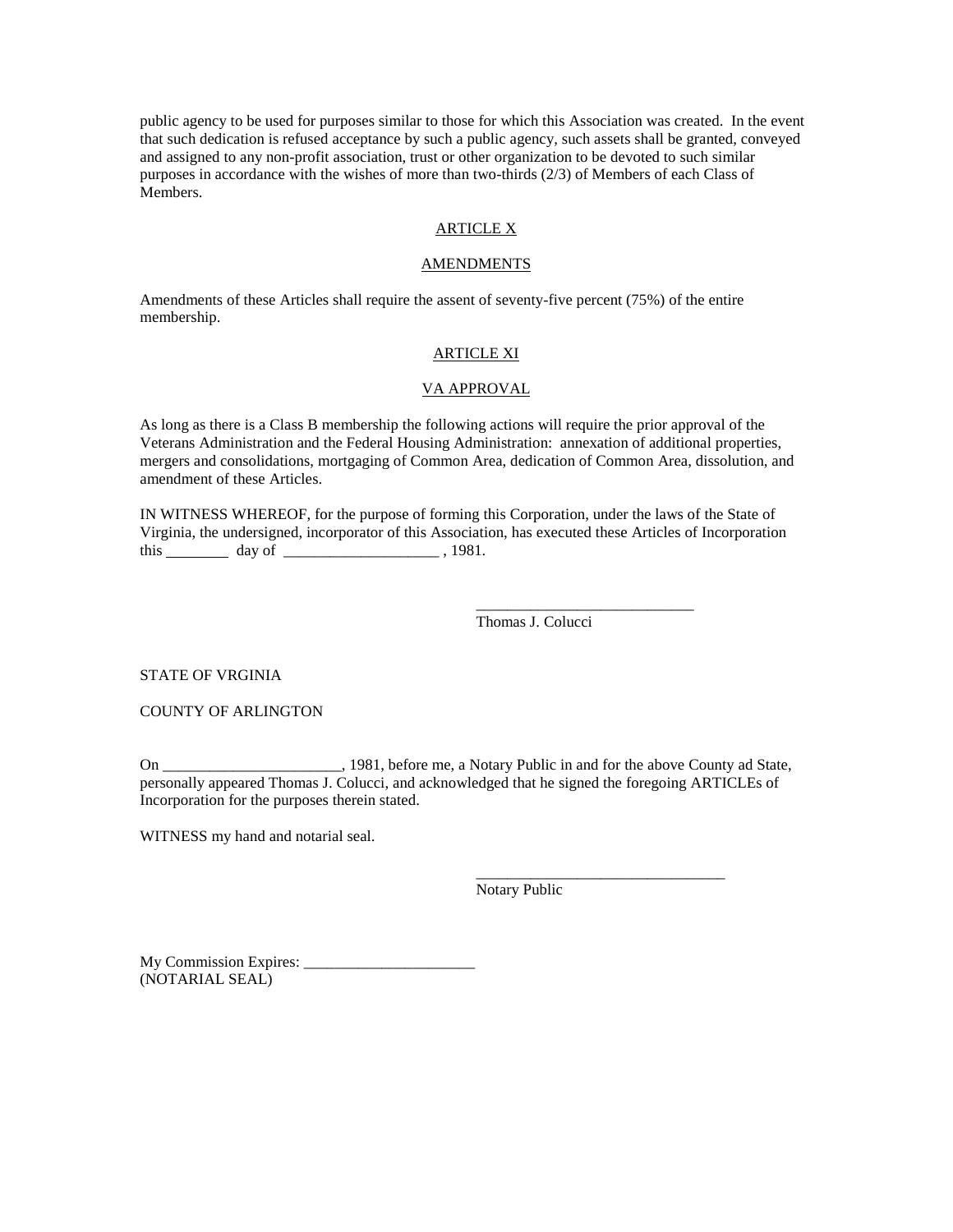public agency to be used for purposes similar to those for which this Association was created. In the event that such dedication is refused acceptance by such a public agency, such assets shall be granted, conveyed and assigned to any non-profit association, trust or other organization to be devoted to such similar purposes in accordance with the wishes of more than two-thirds (2/3) of Members of each Class of Members.

## ARTICLE X

## AMENDMENTS

Amendments of these Articles shall require the assent of seventy-five percent (75%) of the entire membership.

## ARTICLE XI

## VA APPROVAL

As long as there is a Class B membership the following actions will require the prior approval of the Veterans Administration and the Federal Housing Administration: annexation of additional properties, mergers and consolidations, mortgaging of Common Area, dedication of Common Area, dissolution, and amendment of these Articles.

IN WITNESS WHEREOF, for the purpose of forming this Corporation, under the laws of the State of Virginia, the undersigned, incorporator of this Association, has executed these Articles of Incorporation this ________ day of ____________________ , 1981.

____________________________
Thomas J. Colucci

STATE OF VRGINIA

COUNTY OF ARLINGTON

On _______________________, 1981, before me, a Notary Public in and for the above County ad State, personally appeared Thomas J. Colucci, and acknowledged that he signed the foregoing ARTICLEs of Incorporation for the purposes therein stated.

WITNESS my hand and notarial seal.

________________________________
Notary Public

My Commission Expires: ______________________
(NOTARIAL SEAL)